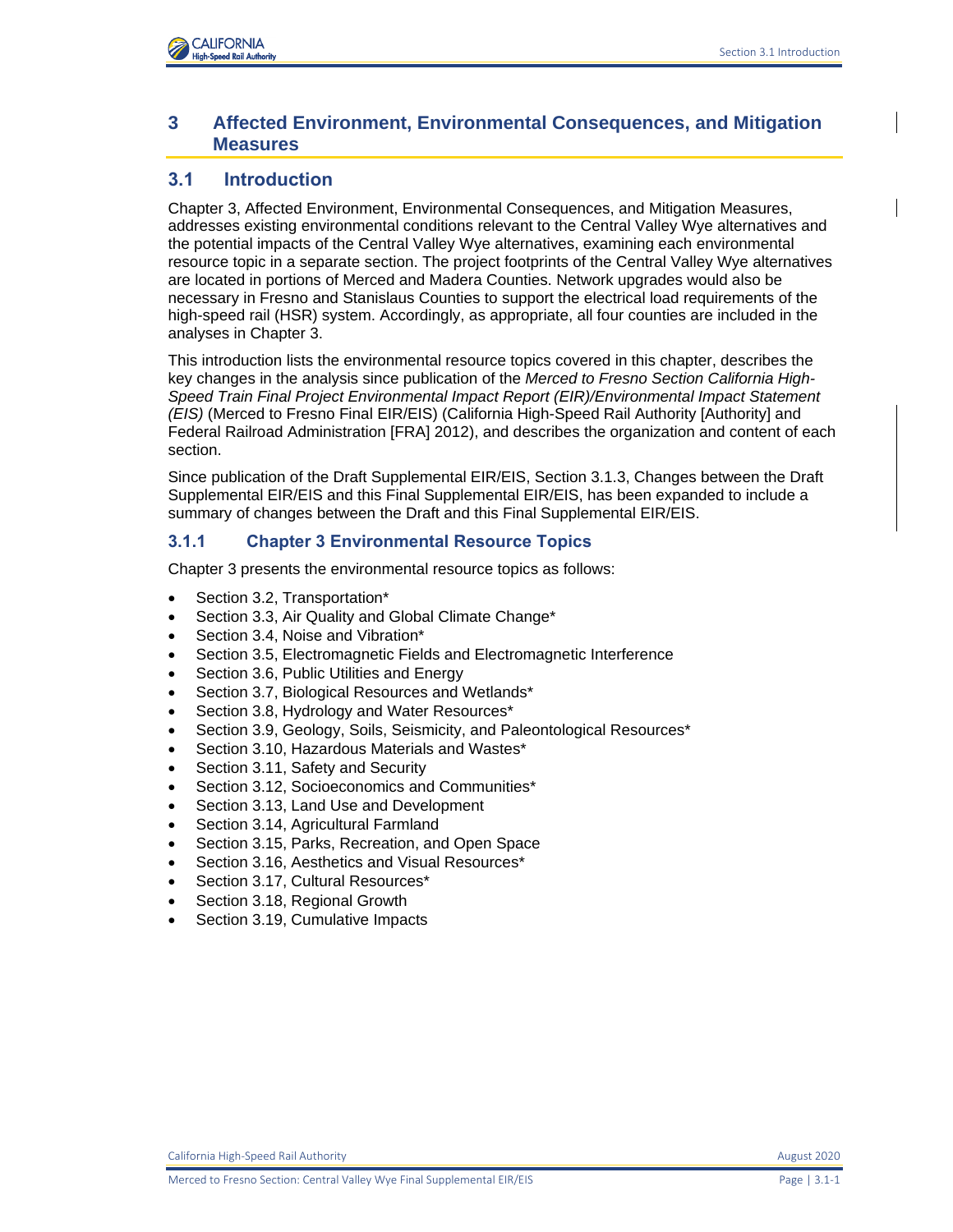# 3 Affected Environment, Environmental Consequences, and Mitigation Measures

## 3.1 Introduction

Chapter 3, Affected Environment, Environmental Consequences, and Mitigation Measures, addresses existing environmental conditions relevant to the Central Valley Wye alternatives and the potential impacts of the Central Valley Wye alternatives, examining each environmental resource topic in a separate section. The project footprints of the Central Valley Wye alternatives are located in portions of Merced and Madera Counties. Network upgrades would also be necessary in Fresno and Stanislaus Counties to support the electrical load requirements of the high-speed rail (HSR) system. Accordingly, as appropriate, all four counties are included in the analyses in Chapter 3.

This introduction lists the environmental resource topics covered in this chapter, describes the key changes in the analysis since publication of the *Merced to Fresno Section California High-Speed Train Final Project Environmental Impact Report (EIR)/Environmental Impact Statement (EIS)* (Merced to Fresno Final EIR/EIS) (California High-Speed Rail Authority [Authority] and Federal Railroad Administration [FRA] 2012), and describes the organization and content of each section.

Since publication of the Draft Supplemental EIR/EIS, Section 3.1.3, Changes between the Draft Supplemental EIR/EIS and this Final Supplemental EIR/EIS, has been expanded to include a summary of changes between the Draft and this Final Supplemental EIR/EIS.

### 3.1.1 Chapter 3 Environmental Resource Topics

Chapter 3 presents the environmental resource topics as follows:

- Section 3.2, Transportation*
- Section 3.3, Air Quality and Global Climate Change*
- Section 3.4, Noise and Vibration*
- Section 3.5, Electromagnetic Fields and Electromagnetic Interference
- Section 3.6, Public Utilities and Energy
- Section 3.7, Biological Resources and Wetlands*
- Section 3.8, Hydrology and Water Resources*
- Section 3.9, Geology, Soils, Seismicity, and Paleontological Resources*
- Section 3.10, Hazardous Materials and Wastes*
- Section 3.11, Safety and Security
- Section 3.12, Socioeconomics and Communities*
- Section 3.13, Land Use and Development
- Section 3.14, Agricultural Farmland
- Section 3.15, Parks, Recreation, and Open Space
- Section 3.16, Aesthetics and Visual Resources*
- Section 3.17, Cultural Resources*
- Section 3.18, Regional Growth
- Section 3.19, Cumulative Impacts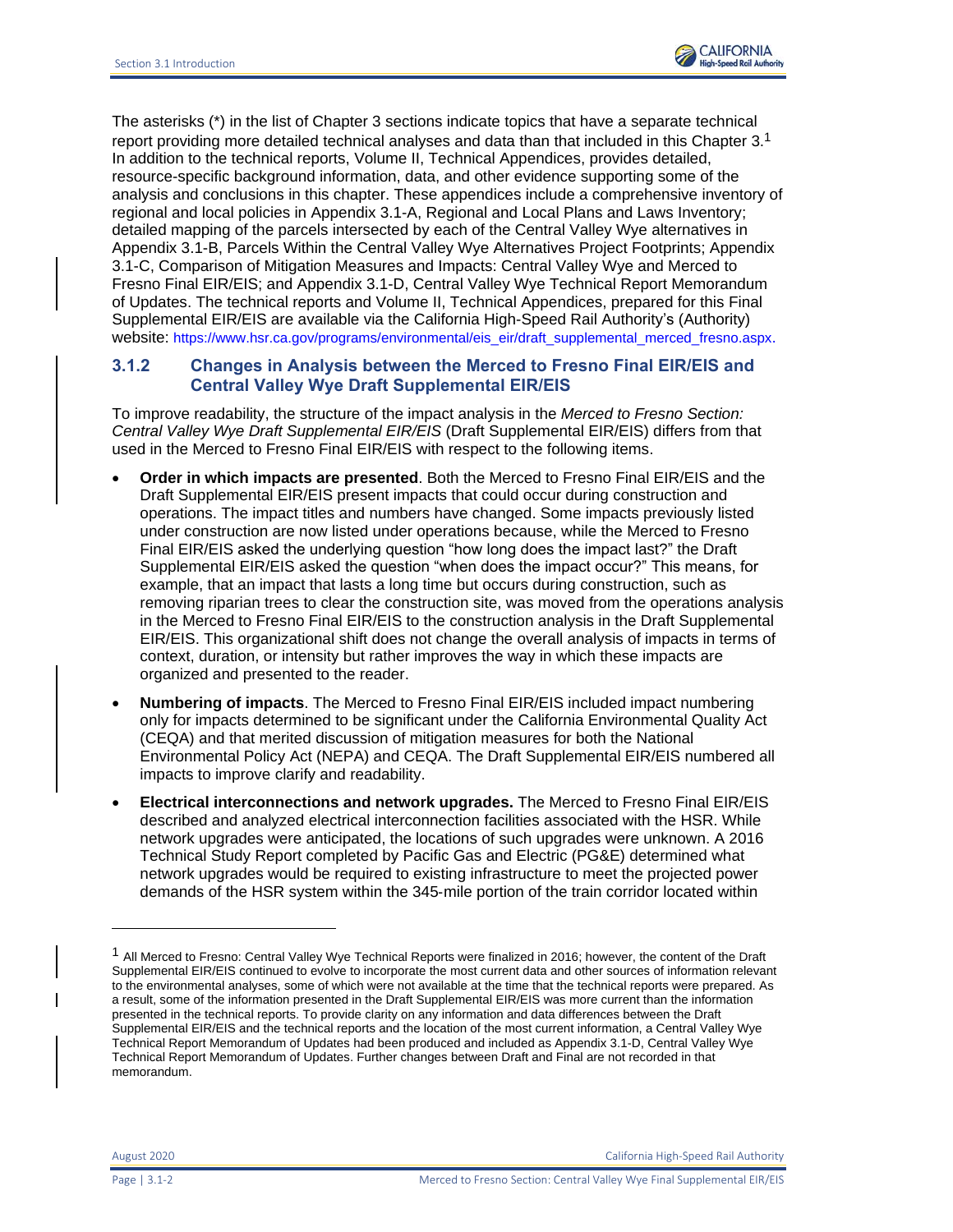The asterisks (*) in the list of Chapter 3 sections indicate topics that have a separate technical report providing more detailed technical analyses and data than that included in this Chapter 3.[1] In addition to the technical reports, Volume II, Technical Appendices, provides detailed, resource-specific background information, data, and other evidence supporting some of the analysis and conclusions in this chapter. These appendices include a comprehensive inventory of regional and local policies in Appendix 3.1-A, Regional and Local Plans and Laws Inventory; detailed mapping of the parcels intersected by each of the Central Valley Wye alternatives in Appendix 3.1-B, Parcels Within the Central Valley Wye Alternatives Project Footprints; Appendix 3.1-C, Comparison of Mitigation Measures and Impacts: Central Valley Wye and Merced to Fresno Final EIR/EIS; and Appendix 3.1-D, Central Valley Wye Technical Report Memorandum of Updates. The technical reports and Volume II, Technical Appendices, prepared for this Final Supplemental EIR/EIS are available via the California High-Speed Rail Authority's (Authority) website: https://www.hsr.ca.gov/programs/environmental/eis_eir/draft_supplemental_merced_fresno.aspx.

### 3.1.2 Changes in Analysis between the Merced to Fresno Final EIR/EIS and Central Valley Wye Draft Supplemental EIR/EIS

To improve readability, the structure of the impact analysis in the *Merced to Fresno Section: Central Valley Wye Draft Supplemental EIR/EIS* (Draft Supplemental EIR/EIS) differs from that used in the Merced to Fresno Final EIR/EIS with respect to the following items.

- **Order in which impacts are presented**. Both the Merced to Fresno Final EIR/EIS and the Draft Supplemental EIR/EIS present impacts that could occur during construction and operations. The impact titles and numbers have changed. Some impacts previously listed under construction are now listed under operations because, while the Merced to Fresno Final EIR/EIS asked the underlying question "how long does the impact last?" the Draft Supplemental EIR/EIS asked the question "when does the impact occur?" This means, for example, that an impact that lasts a long time but occurs during construction, such as removing riparian trees to clear the construction site, was moved from the operations analysis in the Merced to Fresno Final EIR/EIS to the construction analysis in the Draft Supplemental EIR/EIS. This organizational shift does not change the overall analysis of impacts in terms of context, duration, or intensity but rather improves the way in which these impacts are organized and presented to the reader.
- **Numbering of impacts**. The Merced to Fresno Final EIR/EIS included impact numbering only for impacts determined to be significant under the California Environmental Quality Act (CEQA) and that merited discussion of mitigation measures for both the National Environmental Policy Act (NEPA) and CEQA. The Draft Supplemental EIR/EIS numbered all impacts to improve clarify and readability.
- **Electrical interconnections and network upgrades.** The Merced to Fresno Final EIR/EIS described and analyzed electrical interconnection facilities associated with the HSR. While network upgrades were anticipated, the locations of such upgrades were unknown. A 2016 Technical Study Report completed by Pacific Gas and Electric (PG&E) determined what network upgrades would be required to existing infrastructure to meet the projected power demands of the HSR system within the 345-mile portion of the train corridor located within

[1] All Merced to Fresno: Central Valley Wye Technical Reports were finalized in 2016; however, the content of the Draft Supplemental EIR/EIS continued to evolve to incorporate the most current data and other sources of information relevant to the environmental analyses, some of which were not available at the time that the technical reports were prepared. As a result, some of the information presented in the Draft Supplemental EIR/EIS was more current than the information presented in the technical reports. To provide clarity on any information and data differences between the Draft Supplemental EIR/EIS and the technical reports and the location of the most current information, a Central Valley Wye Technical Report Memorandum of Updates had been produced and included as Appendix 3.1-D, Central Valley Wye Technical Report Memorandum of Updates. Further changes between Draft and Final are not recorded in that memorandum.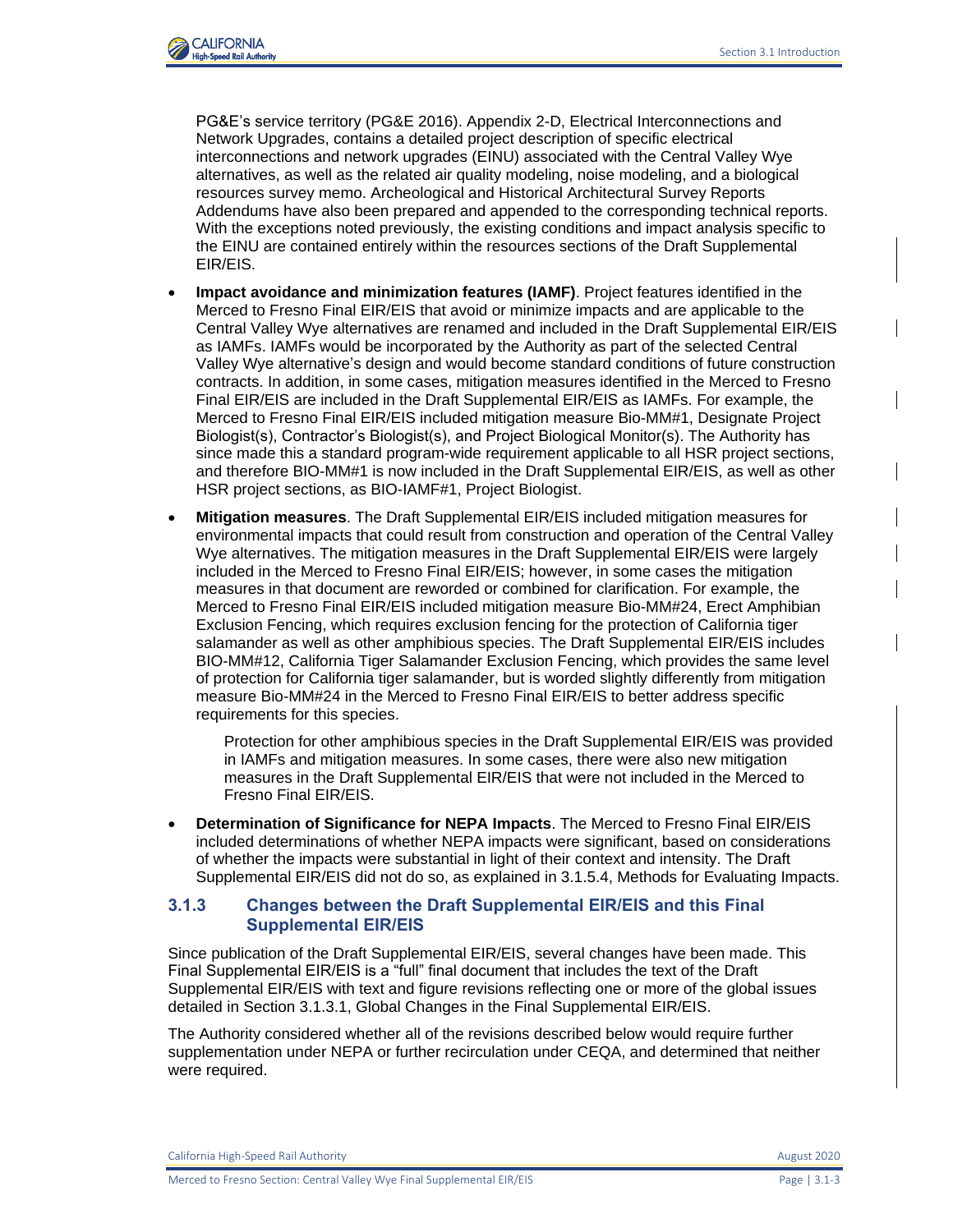PG&E's service territory (PG&E 2016). Appendix 2-D, Electrical Interconnections and Network Upgrades, contains a detailed project description of specific electrical interconnections and network upgrades (EINU) associated with the Central Valley Wye alternatives, as well as the related air quality modeling, noise modeling, and a biological resources survey memo. Archeological and Historical Architectural Survey Reports Addendums have also been prepared and appended to the corresponding technical reports. With the exceptions noted previously, the existing conditions and impact analysis specific to the EINU are contained entirely within the resources sections of the Draft Supplemental EIR/EIS.

- **Impact avoidance and minimization features (IAMF)**. Project features identified in the Merced to Fresno Final EIR/EIS that avoid or minimize impacts and are applicable to the Central Valley Wye alternatives are renamed and included in the Draft Supplemental EIR/EIS as IAMFs. IAMFs would be incorporated by the Authority as part of the selected Central Valley Wye alternative's design and would become standard conditions of future construction contracts. In addition, in some cases, mitigation measures identified in the Merced to Fresno Final EIR/EIS are included in the Draft Supplemental EIR/EIS as IAMFs. For example, the Merced to Fresno Final EIR/EIS included mitigation measure Bio-MM#1, Designate Project Biologist(s), Contractor's Biologist(s), and Project Biological Monitor(s). The Authority has since made this a standard program-wide requirement applicable to all HSR project sections, and therefore BIO-MM#1 is now included in the Draft Supplemental EIR/EIS, as well as other HSR project sections, as BIO-IAMF#1, Project Biologist.
- **Mitigation measures**. The Draft Supplemental EIR/EIS included mitigation measures for environmental impacts that could result from construction and operation of the Central Valley Wye alternatives. The mitigation measures in the Draft Supplemental EIR/EIS were largely included in the Merced to Fresno Final EIR/EIS; however, in some cases the mitigation measures in that document are reworded or combined for clarification. For example, the Merced to Fresno Final EIR/EIS included mitigation measure Bio-MM#24, Erect Amphibian Exclusion Fencing, which requires exclusion fencing for the protection of California tiger salamander as well as other amphibious species. The Draft Supplemental EIR/EIS includes BIO-MM#12, California Tiger Salamander Exclusion Fencing, which provides the same level of protection for California tiger salamander, but is worded slightly differently from mitigation measure Bio-MM#24 in the Merced to Fresno Final EIR/EIS to better address specific requirements for this species.

  Protection for other amphibious species in the Draft Supplemental EIR/EIS was provided in IAMFs and mitigation measures. In some cases, there were also new mitigation measures in the Draft Supplemental EIR/EIS that were not included in the Merced to Fresno Final EIR/EIS.

- **Determination of Significance for NEPA Impacts**. The Merced to Fresno Final EIR/EIS included determinations of whether NEPA impacts were significant, based on considerations of whether the impacts were substantial in light of their context and intensity. The Draft Supplemental EIR/EIS did not do so, as explained in 3.1.5.4, Methods for Evaluating Impacts.

### 3.1.3 Changes between the Draft Supplemental EIR/EIS and this Final Supplemental EIR/EIS

Since publication of the Draft Supplemental EIR/EIS, several changes have been made. This Final Supplemental EIR/EIS is a "full" final document that includes the text of the Draft Supplemental EIR/EIS with text and figure revisions reflecting one or more of the global issues detailed in Section 3.1.3.1, Global Changes in the Final Supplemental EIR/EIS.

The Authority considered whether all of the revisions described below would require further supplementation under NEPA or further recirculation under CEQA, and determined that neither were required.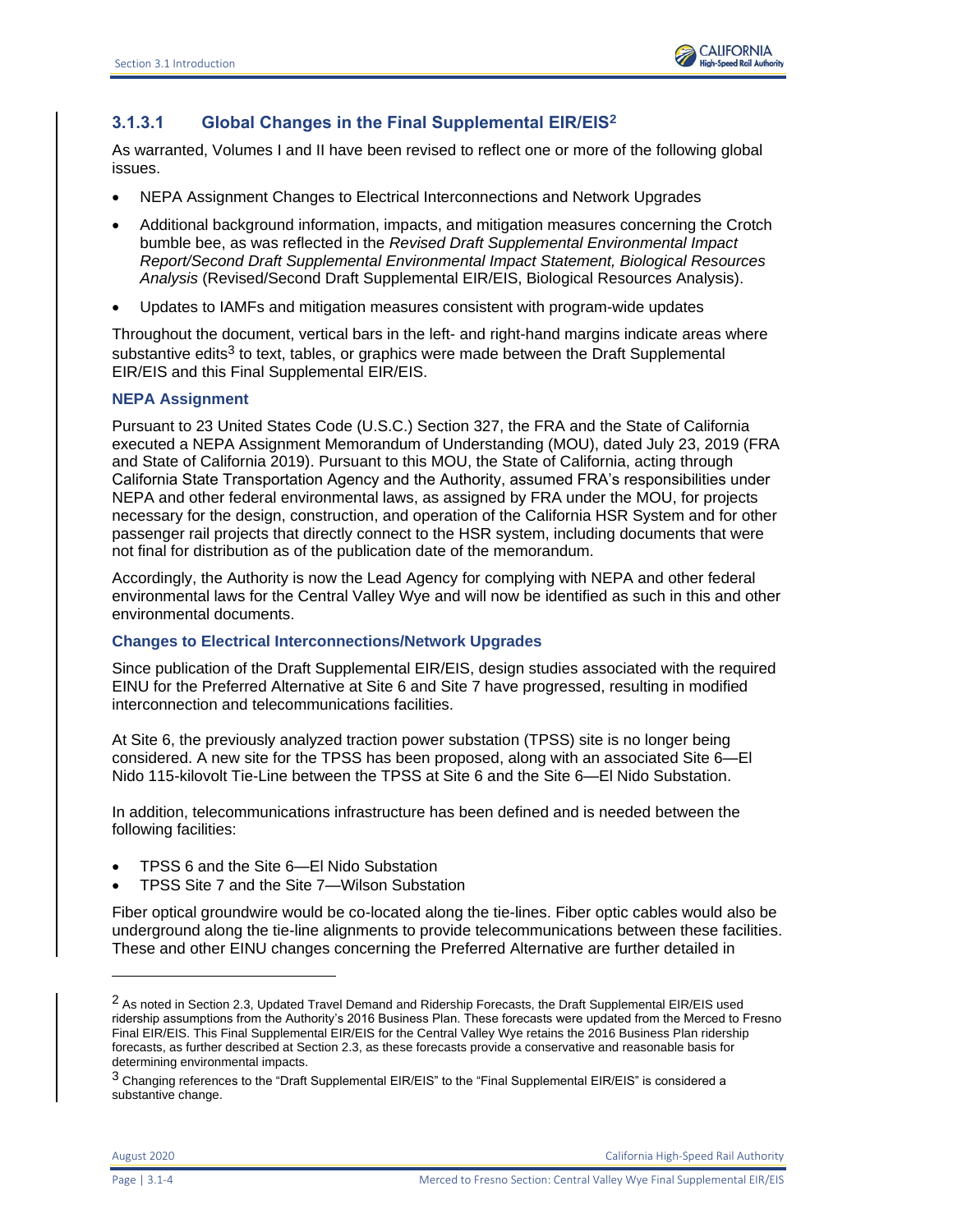### 3.1.3.1 Global Changes in the Final Supplemental EIR/EIS[2]

As warranted, Volumes I and II have been revised to reflect one or more of the following global issues.

- NEPA Assignment Changes to Electrical Interconnections and Network Upgrades
- Additional background information, impacts, and mitigation measures concerning the Crotch bumble bee, as was reflected in the *Revised Draft Supplemental Environmental Impact Report/Second Draft Supplemental Environmental Impact Statement, Biological Resources Analysis* (Revised/Second Draft Supplemental EIR/EIS, Biological Resources Analysis).
- Updates to IAMFs and mitigation measures consistent with program-wide updates

Throughout the document, vertical bars in the left- and right-hand margins indicate areas where substantive edits[3] to text, tables, or graphics were made between the Draft Supplemental EIR/EIS and this Final Supplemental EIR/EIS.

#### NEPA Assignment

Pursuant to 23 United States Code (U.S.C.) Section 327, the FRA and the State of California executed a NEPA Assignment Memorandum of Understanding (MOU), dated July 23, 2019 (FRA and State of California 2019). Pursuant to this MOU, the State of California, acting through California State Transportation Agency and the Authority, assumed FRA's responsibilities under NEPA and other federal environmental laws, as assigned by FRA under the MOU, for projects necessary for the design, construction, and operation of the California HSR System and for other passenger rail projects that directly connect to the HSR system, including documents that were not final for distribution as of the publication date of the memorandum.

Accordingly, the Authority is now the Lead Agency for complying with NEPA and other federal environmental laws for the Central Valley Wye and will now be identified as such in this and other environmental documents.

#### Changes to Electrical Interconnections/Network Upgrades

Since publication of the Draft Supplemental EIR/EIS, design studies associated with the required EINU for the Preferred Alternative at Site 6 and Site 7 have progressed, resulting in modified interconnection and telecommunications facilities.

At Site 6, the previously analyzed traction power substation (TPSS) site is no longer being considered. A new site for the TPSS has been proposed, along with an associated Site 6—El Nido 115-kilovolt Tie-Line between the TPSS at Site 6 and the Site 6—El Nido Substation.

In addition, telecommunications infrastructure has been defined and is needed between the following facilities:

- TPSS 6 and the Site 6—El Nido Substation
- TPSS Site 7 and the Site 7—Wilson Substation

Fiber optical groundwire would be co-located along the tie-lines. Fiber optic cables would also be underground along the tie-line alignments to provide telecommunications between these facilities. These and other EINU changes concerning the Preferred Alternative are further detailed in

---

[2] As noted in Section 2.3, Updated Travel Demand and Ridership Forecasts, the Draft Supplemental EIR/EIS used ridership assumptions from the Authority's 2016 Business Plan. These forecasts were updated from the Merced to Fresno Final EIR/EIS. This Final Supplemental EIR/EIS for the Central Valley Wye retains the 2016 Business Plan ridership forecasts, as further described at Section 2.3, as these forecasts provide a conservative and reasonable basis for determining environmental impacts.

[3] Changing references to the "Draft Supplemental EIR/EIS" to the "Final Supplemental EIR/EIS" is considered a substantive change.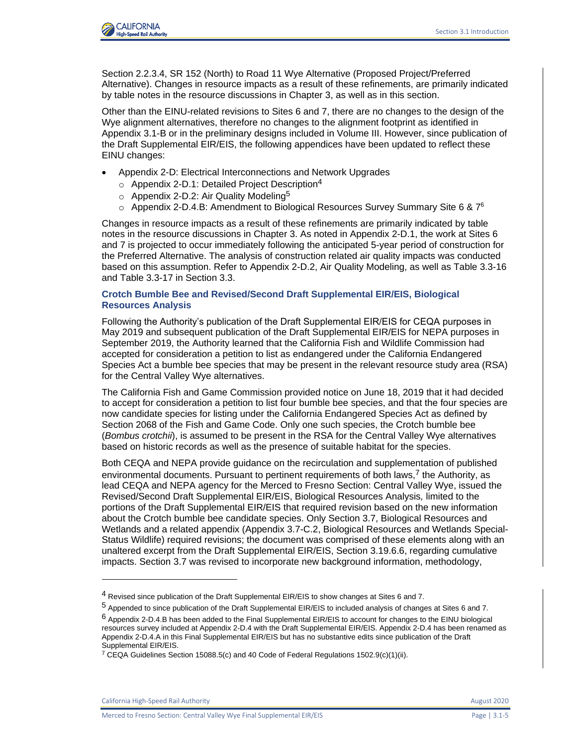Section 2.2.3.4, SR 152 (North) to Road 11 Wye Alternative (Proposed Project/Preferred Alternative). Changes in resource impacts as a result of these refinements, are primarily indicated by table notes in the resource discussions in Chapter 3, as well as in this section.

Other than the EINU-related revisions to Sites 6 and 7, there are no changes to the design of the Wye alignment alternatives, therefore no changes to the alignment footprint as identified in Appendix 3.1-B or in the preliminary designs included in Volume III. However, since publication of the Draft Supplemental EIR/EIS, the following appendices have been updated to reflect these EINU changes:

- Appendix 2-D: Electrical Interconnections and Network Upgrades
  - Appendix 2-D.1: Detailed Project Description[4]
  - Appendix 2-D.2: Air Quality Modeling[5]
  - Appendix 2-D.4.B: Amendment to Biological Resources Survey Summary Site 6 & 7[6]

Changes in resource impacts as a result of these refinements are primarily indicated by table notes in the resource discussions in Chapter 3. As noted in Appendix 2-D.1, the work at Sites 6 and 7 is projected to occur immediately following the anticipated 5-year period of construction for the Preferred Alternative. The analysis of construction related air quality impacts was conducted based on this assumption. Refer to Appendix 2-D.2, Air Quality Modeling, as well as Table 3.3-16 and Table 3.3-17 in Section 3.3.

### Crotch Bumble Bee and Revised/Second Draft Supplemental EIR/EIS, Biological Resources Analysis

Following the Authority's publication of the Draft Supplemental EIR/EIS for CEQA purposes in May 2019 and subsequent publication of the Draft Supplemental EIR/EIS for NEPA purposes in September 2019, the Authority learned that the California Fish and Wildlife Commission had accepted for consideration a petition to list as endangered under the California Endangered Species Act a bumble bee species that may be present in the relevant resource study area (RSA) for the Central Valley Wye alternatives.

The California Fish and Game Commission provided notice on June 18, 2019 that it had decided to accept for consideration a petition to list four bumble bee species, and that the four species are now candidate species for listing under the California Endangered Species Act as defined by Section 2068 of the Fish and Game Code. Only one such species, the Crotch bumble bee (*Bombus crotchii*), is assumed to be present in the RSA for the Central Valley Wye alternatives based on historic records as well as the presence of suitable habitat for the species.

Both CEQA and NEPA provide guidance on the recirculation and supplementation of published environmental documents. Pursuant to pertinent requirements of both laws,[7] the Authority, as lead CEQA and NEPA agency for the Merced to Fresno Section: Central Valley Wye, issued the Revised/Second Draft Supplemental EIR/EIS, Biological Resources Analysis*,* limited to the portions of the Draft Supplemental EIR/EIS that required revision based on the new information about the Crotch bumble bee candidate species. Only Section 3.7, Biological Resources and Wetlands and a related appendix (Appendix 3.7-C.2, Biological Resources and Wetlands Special-Status Wildlife) required revisions; the document was comprised of these elements along with an unaltered excerpt from the Draft Supplemental EIR/EIS, Section 3.19.6.6, regarding cumulative impacts. Section 3.7 was revised to incorporate new background information, methodology,

---

[4] Revised since publication of the Draft Supplemental EIR/EIS to show changes at Sites 6 and 7.

[5] Appended to since publication of the Draft Supplemental EIR/EIS to included analysis of changes at Sites 6 and 7.

[6] Appendix 2-D.4.B has been added to the Final Supplemental EIR/EIS to account for changes to the EINU biological resources survey included at Appendix 2-D.4 with the Draft Supplemental EIR/EIS. Appendix 2-D.4 has been renamed as Appendix 2-D.4.A in this Final Supplemental EIR/EIS but has no substantive edits since publication of the Draft Supplemental EIR/EIS.

[7] CEQA Guidelines Section 15088.5(c) and 40 Code of Federal Regulations 1502.9(c)(1)(ii).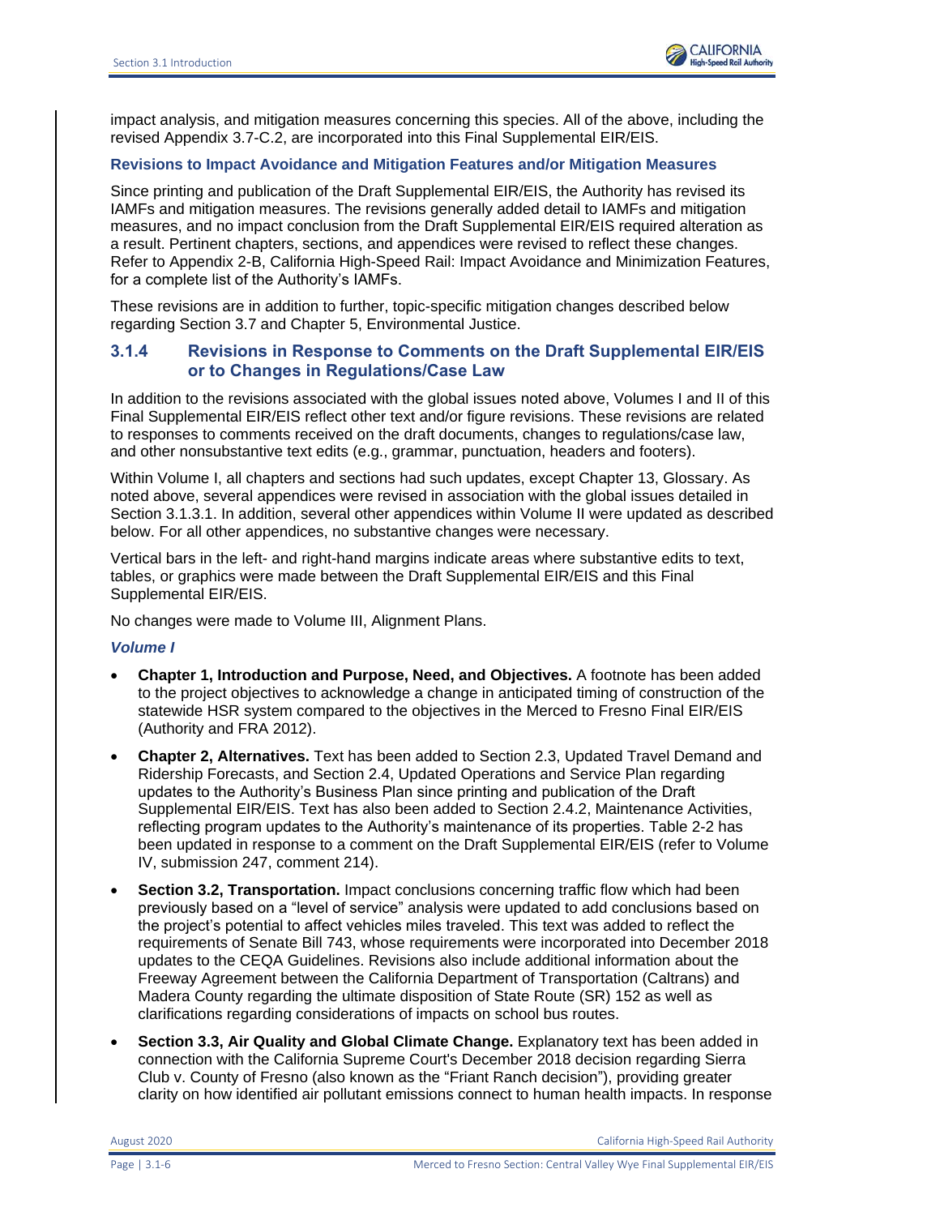impact analysis, and mitigation measures concerning this species. All of the above, including the revised Appendix 3.7-C.2, are incorporated into this Final Supplemental EIR/EIS.

#### Revisions to Impact Avoidance and Mitigation Features and/or Mitigation Measures

Since printing and publication of the Draft Supplemental EIR/EIS, the Authority has revised its IAMFs and mitigation measures. The revisions generally added detail to IAMFs and mitigation measures, and no impact conclusion from the Draft Supplemental EIR/EIS required alteration as a result. Pertinent chapters, sections, and appendices were revised to reflect these changes. Refer to Appendix 2-B, California High-Speed Rail: Impact Avoidance and Minimization Features, for a complete list of the Authority's IAMFs.

These revisions are in addition to further, topic-specific mitigation changes described below regarding Section 3.7 and Chapter 5, Environmental Justice.

### 3.1.4 Revisions in Response to Comments on the Draft Supplemental EIR/EIS or to Changes in Regulations/Case Law

In addition to the revisions associated with the global issues noted above, Volumes I and II of this Final Supplemental EIR/EIS reflect other text and/or figure revisions. These revisions are related to responses to comments received on the draft documents, changes to regulations/case law, and other nonsubstantive text edits (e.g., grammar, punctuation, headers and footers).

Within Volume I, all chapters and sections had such updates, except Chapter 13, Glossary. As noted above, several appendices were revised in association with the global issues detailed in Section 3.1.3.1. In addition, several other appendices within Volume II were updated as described below. For all other appendices, no substantive changes were necessary.

Vertical bars in the left- and right-hand margins indicate areas where substantive edits to text, tables, or graphics were made between the Draft Supplemental EIR/EIS and this Final Supplemental EIR/EIS.

No changes were made to Volume III, Alignment Plans.

#### *Volume I*

- **Chapter 1, Introduction and Purpose, Need, and Objectives.** A footnote has been added to the project objectives to acknowledge a change in anticipated timing of construction of the statewide HSR system compared to the objectives in the Merced to Fresno Final EIR/EIS (Authority and FRA 2012).
- **Chapter 2, Alternatives.** Text has been added to Section 2.3, Updated Travel Demand and Ridership Forecasts, and Section 2.4, Updated Operations and Service Plan regarding updates to the Authority's Business Plan since printing and publication of the Draft Supplemental EIR/EIS. Text has also been added to Section 2.4.2, Maintenance Activities, reflecting program updates to the Authority's maintenance of its properties. Table 2-2 has been updated in response to a comment on the Draft Supplemental EIR/EIS (refer to Volume IV, submission 247, comment 214).
- **Section 3.2, Transportation.** Impact conclusions concerning traffic flow which had been previously based on a "level of service" analysis were updated to add conclusions based on the project's potential to affect vehicles miles traveled. This text was added to reflect the requirements of Senate Bill 743, whose requirements were incorporated into December 2018 updates to the CEQA Guidelines. Revisions also include additional information about the Freeway Agreement between the California Department of Transportation (Caltrans) and Madera County regarding the ultimate disposition of State Route (SR) 152 as well as clarifications regarding considerations of impacts on school bus routes.
- **Section 3.3, Air Quality and Global Climate Change.** Explanatory text has been added in connection with the California Supreme Court's December 2018 decision regarding Sierra Club v. County of Fresno (also known as the "Friant Ranch decision"), providing greater clarity on how identified air pollutant emissions connect to human health impacts. In response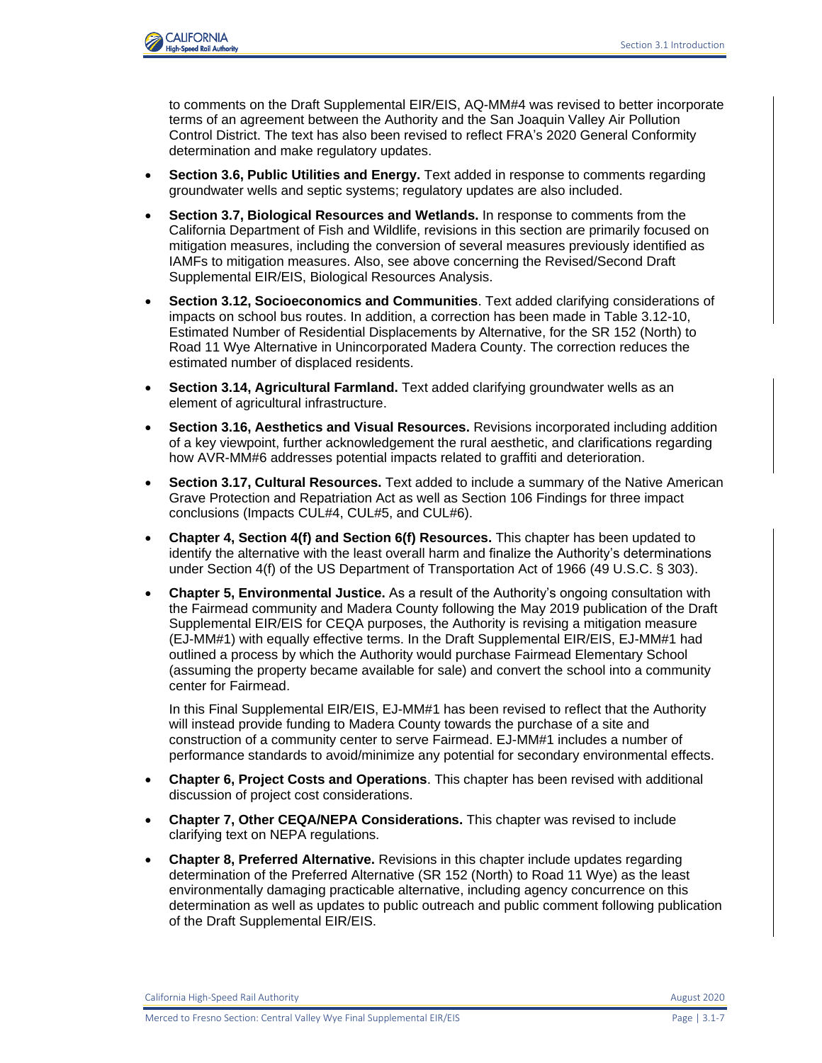to comments on the Draft Supplemental EIR/EIS, AQ-MM#4 was revised to better incorporate terms of an agreement between the Authority and the San Joaquin Valley Air Pollution Control District. The text has also been revised to reflect FRA's 2020 General Conformity determination and make regulatory updates.

- **Section 3.6, Public Utilities and Energy.** Text added in response to comments regarding groundwater wells and septic systems; regulatory updates are also included.
- **Section 3.7, Biological Resources and Wetlands.** In response to comments from the California Department of Fish and Wildlife, revisions in this section are primarily focused on mitigation measures, including the conversion of several measures previously identified as IAMFs to mitigation measures. Also, see above concerning the Revised/Second Draft Supplemental EIR/EIS, Biological Resources Analysis.
- **Section 3.12, Socioeconomics and Communities**. Text added clarifying considerations of impacts on school bus routes. In addition, a correction has been made in Table 3.12-10, Estimated Number of Residential Displacements by Alternative, for the SR 152 (North) to Road 11 Wye Alternative in Unincorporated Madera County. The correction reduces the estimated number of displaced residents.
- **Section 3.14, Agricultural Farmland.** Text added clarifying groundwater wells as an element of agricultural infrastructure.
- **Section 3.16, Aesthetics and Visual Resources.** Revisions incorporated including addition of a key viewpoint, further acknowledgement the rural aesthetic, and clarifications regarding how AVR-MM#6 addresses potential impacts related to graffiti and deterioration.
- **Section 3.17, Cultural Resources.** Text added to include a summary of the Native American Grave Protection and Repatriation Act as well as Section 106 Findings for three impact conclusions (Impacts CUL#4, CUL#5, and CUL#6).
- **Chapter 4, Section 4(f) and Section 6(f) Resources.** This chapter has been updated to identify the alternative with the least overall harm and finalize the Authority's determinations under Section 4(f) of the US Department of Transportation Act of 1966 (49 U.S.C. § 303).
- **Chapter 5, Environmental Justice.** As a result of the Authority's ongoing consultation with the Fairmead community and Madera County following the May 2019 publication of the Draft Supplemental EIR/EIS for CEQA purposes, the Authority is revising a mitigation measure (EJ-MM#1) with equally effective terms. In the Draft Supplemental EIR/EIS, EJ-MM#1 had outlined a process by which the Authority would purchase Fairmead Elementary School (assuming the property became available for sale) and convert the school into a community center for Fairmead.

  In this Final Supplemental EIR/EIS, EJ-MM#1 has been revised to reflect that the Authority will instead provide funding to Madera County towards the purchase of a site and construction of a community center to serve Fairmead. EJ-MM#1 includes a number of performance standards to avoid/minimize any potential for secondary environmental effects.
- **Chapter 6, Project Costs and Operations**. This chapter has been revised with additional discussion of project cost considerations.
- **Chapter 7, Other CEQA/NEPA Considerations.** This chapter was revised to include clarifying text on NEPA regulations.
- **Chapter 8, Preferred Alternative.** Revisions in this chapter include updates regarding determination of the Preferred Alternative (SR 152 (North) to Road 11 Wye) as the least environmentally damaging practicable alternative, including agency concurrence on this determination as well as updates to public outreach and public comment following publication of the Draft Supplemental EIR/EIS.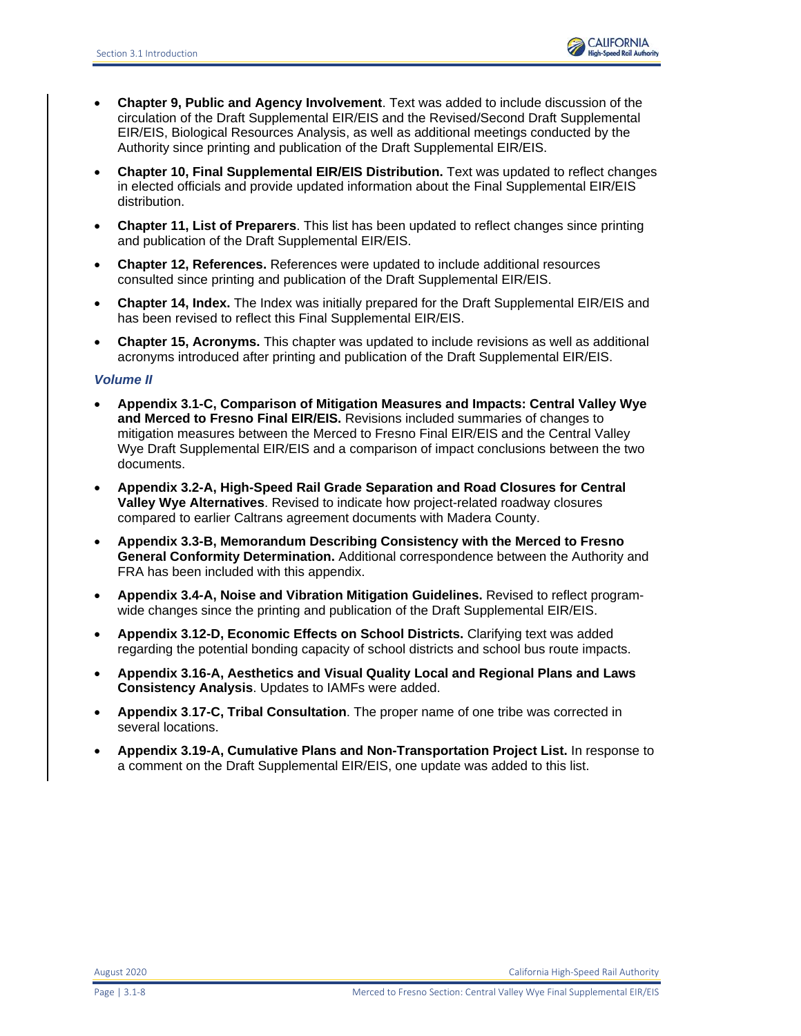- **Chapter 9, Public and Agency Involvement**. Text was added to include discussion of the circulation of the Draft Supplemental EIR/EIS and the Revised/Second Draft Supplemental EIR/EIS, Biological Resources Analysis, as well as additional meetings conducted by the Authority since printing and publication of the Draft Supplemental EIR/EIS.
- **Chapter 10, Final Supplemental EIR/EIS Distribution.** Text was updated to reflect changes in elected officials and provide updated information about the Final Supplemental EIR/EIS distribution.
- **Chapter 11, List of Preparers**. This list has been updated to reflect changes since printing and publication of the Draft Supplemental EIR/EIS.
- **Chapter 12, References.** References were updated to include additional resources consulted since printing and publication of the Draft Supplemental EIR/EIS.
- **Chapter 14, Index.** The Index was initially prepared for the Draft Supplemental EIR/EIS and has been revised to reflect this Final Supplemental EIR/EIS.
- **Chapter 15, Acronyms.** This chapter was updated to include revisions as well as additional acronyms introduced after printing and publication of the Draft Supplemental EIR/EIS.

### *Volume II*

- **Appendix 3.1-C, Comparison of Mitigation Measures and Impacts: Central Valley Wye and Merced to Fresno Final EIR/EIS.** Revisions included summaries of changes to mitigation measures between the Merced to Fresno Final EIR/EIS and the Central Valley Wye Draft Supplemental EIR/EIS and a comparison of impact conclusions between the two documents.
- **Appendix 3.2-A, High-Speed Rail Grade Separation and Road Closures for Central Valley Wye Alternatives**. Revised to indicate how project-related roadway closures compared to earlier Caltrans agreement documents with Madera County.
- **Appendix 3.3-B, Memorandum Describing Consistency with the Merced to Fresno General Conformity Determination.** Additional correspondence between the Authority and FRA has been included with this appendix.
- **Appendix 3.4-A, Noise and Vibration Mitigation Guidelines.** Revised to reflect program-wide changes since the printing and publication of the Draft Supplemental EIR/EIS.
- **Appendix 3.12-D, Economic Effects on School Districts.** Clarifying text was added regarding the potential bonding capacity of school districts and school bus route impacts.
- **Appendix 3.16-A, Aesthetics and Visual Quality Local and Regional Plans and Laws Consistency Analysis**. Updates to IAMFs were added.
- **Appendix 3.17-C, Tribal Consultation**. The proper name of one tribe was corrected in several locations.
- **Appendix 3.19-A, Cumulative Plans and Non-Transportation Project List.** In response to a comment on the Draft Supplemental EIR/EIS, one update was added to this list.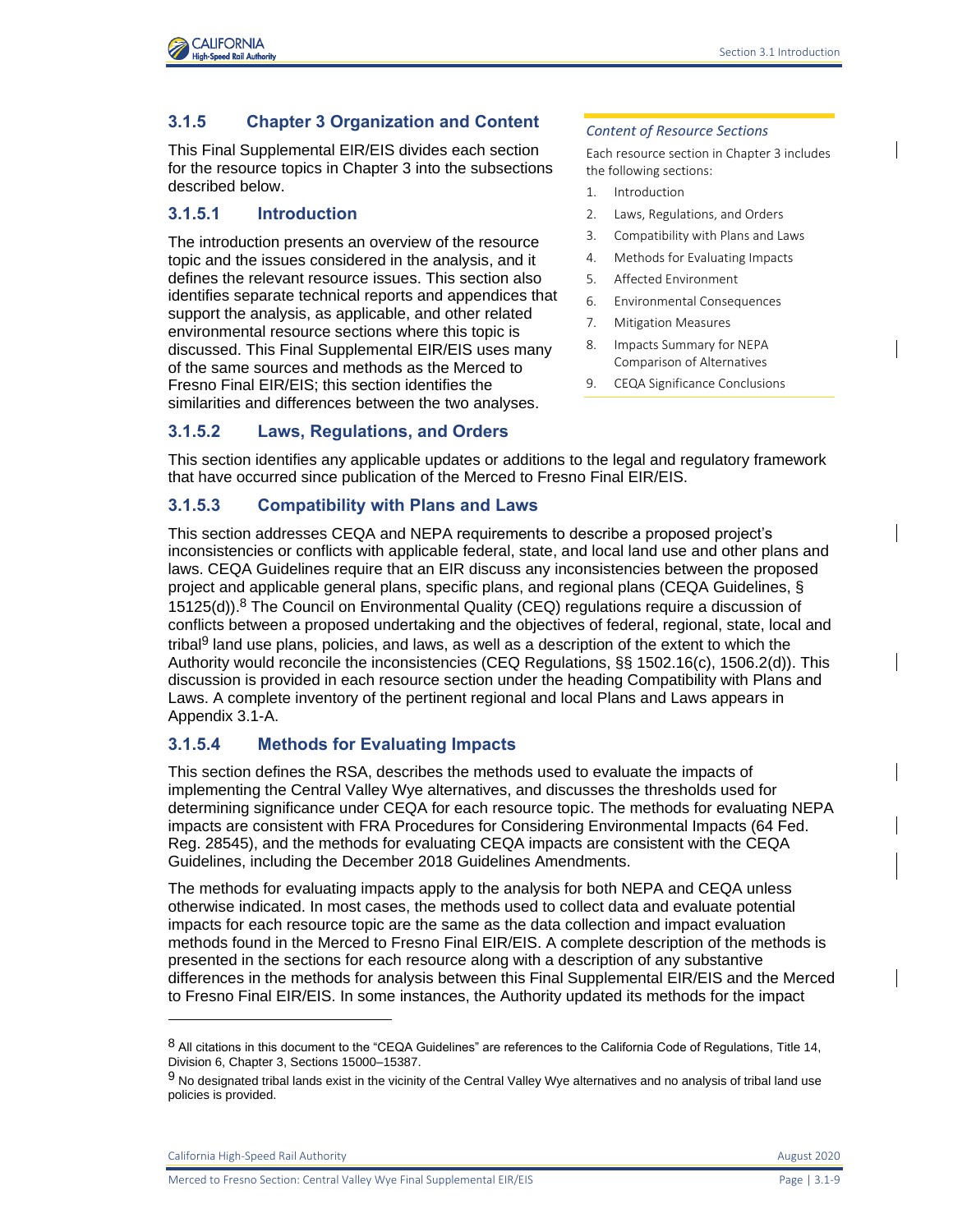### 3.1.5 Chapter 3 Organization and Content

This Final Supplemental EIR/EIS divides each section for the resource topics in Chapter 3 into the subsections described below.

*Content of Resource Sections*

Each resource section in Chapter 3 includes the following sections:

1. Introduction
2. Laws, Regulations, and Orders
3. Compatibility with Plans and Laws
4. Methods for Evaluating Impacts
5. Affected Environment
6. Environmental Consequences
7. Mitigation Measures
8. Impacts Summary for NEPA Comparison of Alternatives
9. CEQA Significance Conclusions

#### 3.1.5.1 Introduction

The introduction presents an overview of the resource topic and the issues considered in the analysis, and it defines the relevant resource issues. This section also identifies separate technical reports and appendices that support the analysis, as applicable, and other related environmental resource sections where this topic is discussed. This Final Supplemental EIR/EIS uses many of the same sources and methods as the Merced to Fresno Final EIR/EIS; this section identifies the similarities and differences between the two analyses.

#### 3.1.5.2 Laws, Regulations, and Orders

This section identifies any applicable updates or additions to the legal and regulatory framework that have occurred since publication of the Merced to Fresno Final EIR/EIS.

#### 3.1.5.3 Compatibility with Plans and Laws

This section addresses CEQA and NEPA requirements to describe a proposed project's inconsistencies or conflicts with applicable federal, state, and local land use and other plans and laws. CEQA Guidelines require that an EIR discuss any inconsistencies between the proposed project and applicable general plans, specific plans, and regional plans (CEQA Guidelines, § 15125(d)).[8] The Council on Environmental Quality (CEQ) regulations require a discussion of conflicts between a proposed undertaking and the objectives of federal, regional, state, local and tribal[9] land use plans, policies, and laws, as well as a description of the extent to which the Authority would reconcile the inconsistencies (CEQ Regulations, §§ 1502.16(c), 1506.2(d)). This discussion is provided in each resource section under the heading Compatibility with Plans and Laws. A complete inventory of the pertinent regional and local Plans and Laws appears in Appendix 3.1-A.

#### 3.1.5.4 Methods for Evaluating Impacts

This section defines the RSA, describes the methods used to evaluate the impacts of implementing the Central Valley Wye alternatives, and discusses the thresholds used for determining significance under CEQA for each resource topic. The methods for evaluating NEPA impacts are consistent with FRA Procedures for Considering Environmental Impacts (64 Fed. Reg. 28545), and the methods for evaluating CEQA impacts are consistent with the CEQA Guidelines, including the December 2018 Guidelines Amendments.

The methods for evaluating impacts apply to the analysis for both NEPA and CEQA unless otherwise indicated. In most cases, the methods used to collect data and evaluate potential impacts for each resource topic are the same as the data collection and impact evaluation methods found in the Merced to Fresno Final EIR/EIS. A complete description of the methods is presented in the sections for each resource along with a description of any substantive differences in the methods for analysis between this Final Supplemental EIR/EIS and the Merced to Fresno Final EIR/EIS. In some instances, the Authority updated its methods for the impact

---

[8] All citations in this document to the "CEQA Guidelines" are references to the California Code of Regulations, Title 14, Division 6, Chapter 3, Sections 15000–15387.

[9] No designated tribal lands exist in the vicinity of the Central Valley Wye alternatives and no analysis of tribal land use policies is provided.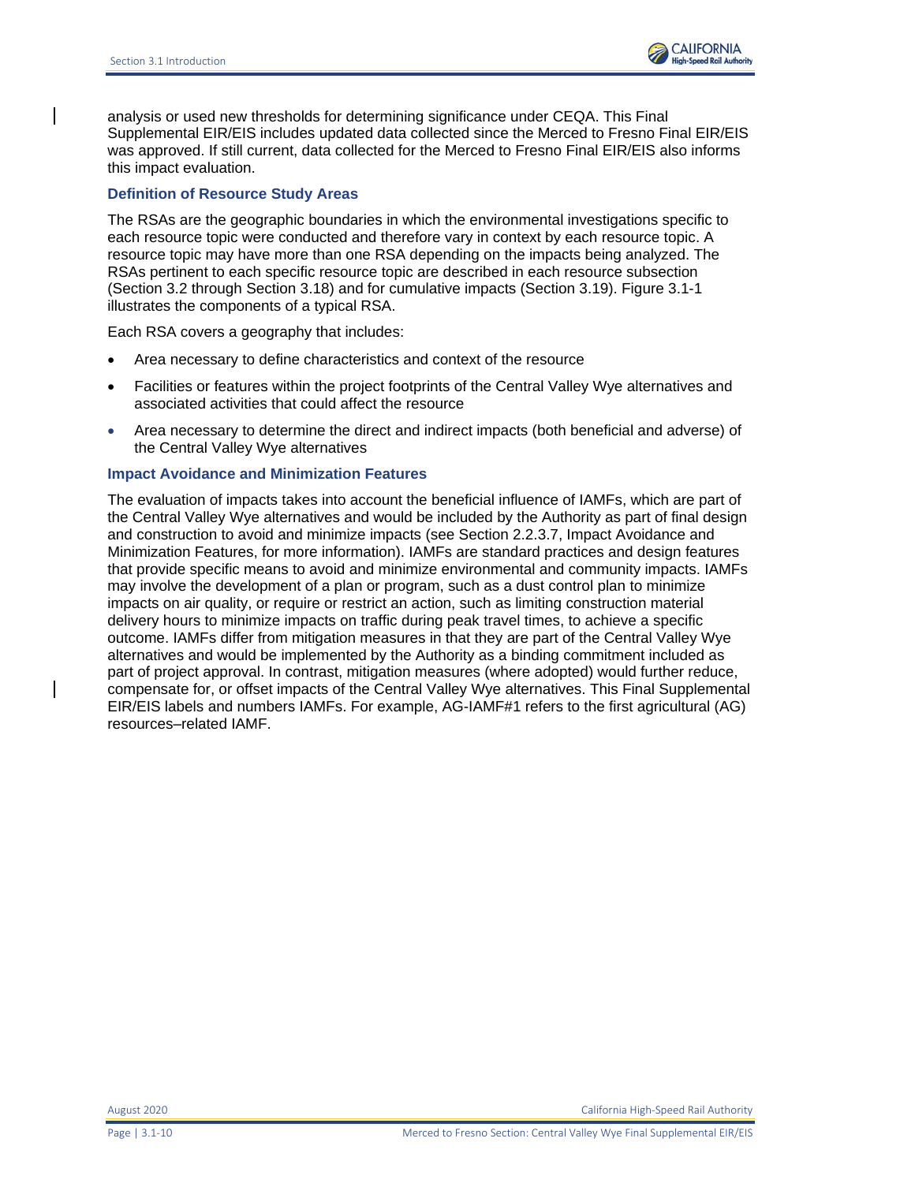analysis or used new thresholds for determining significance under CEQA. This Final Supplemental EIR/EIS includes updated data collected since the Merced to Fresno Final EIR/EIS was approved. If still current, data collected for the Merced to Fresno Final EIR/EIS also informs this impact evaluation.

### Definition of Resource Study Areas

The RSAs are the geographic boundaries in which the environmental investigations specific to each resource topic were conducted and therefore vary in context by each resource topic. A resource topic may have more than one RSA depending on the impacts being analyzed. The RSAs pertinent to each specific resource topic are described in each resource subsection (Section 3.2 through Section 3.18) and for cumulative impacts (Section 3.19). Figure 3.1-1 illustrates the components of a typical RSA.

Each RSA covers a geography that includes:

- Area necessary to define characteristics and context of the resource
- Facilities or features within the project footprints of the Central Valley Wye alternatives and associated activities that could affect the resource
- Area necessary to determine the direct and indirect impacts (both beneficial and adverse) of the Central Valley Wye alternatives

### Impact Avoidance and Minimization Features

The evaluation of impacts takes into account the beneficial influence of IAMFs, which are part of the Central Valley Wye alternatives and would be included by the Authority as part of final design and construction to avoid and minimize impacts (see Section 2.2.3.7, Impact Avoidance and Minimization Features, for more information). IAMFs are standard practices and design features that provide specific means to avoid and minimize environmental and community impacts. IAMFs may involve the development of a plan or program, such as a dust control plan to minimize impacts on air quality, or require or restrict an action, such as limiting construction material delivery hours to minimize impacts on traffic during peak travel times, to achieve a specific outcome. IAMFs differ from mitigation measures in that they are part of the Central Valley Wye alternatives and would be implemented by the Authority as a binding commitment included as part of project approval. In contrast, mitigation measures (where adopted) would further reduce, compensate for, or offset impacts of the Central Valley Wye alternatives. This Final Supplemental EIR/EIS labels and numbers IAMFs. For example, AG-IAMF#1 refers to the first agricultural (AG) resources–related IAMF.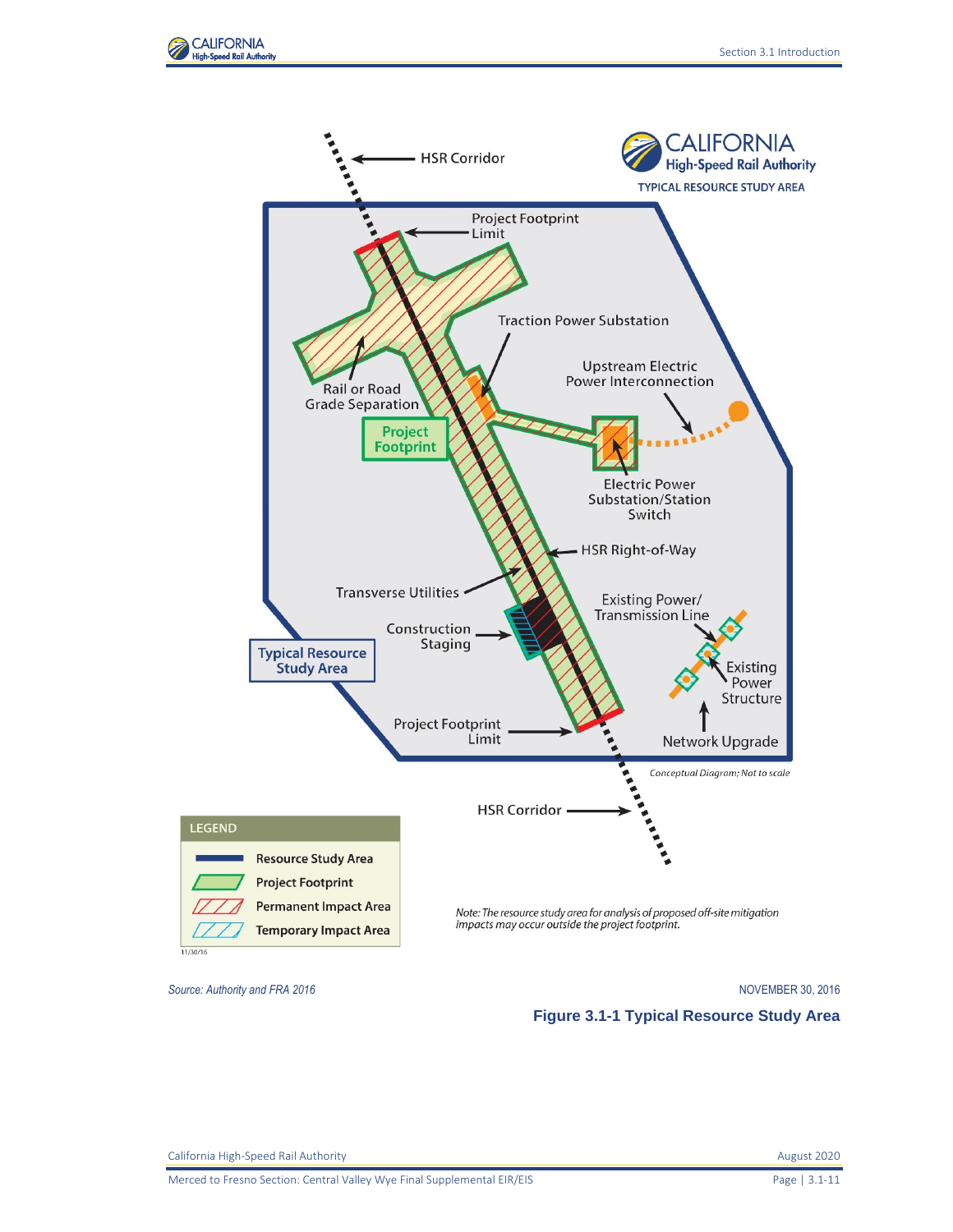HSR Corridor

CALIFORNIA High-Speed Rail Authority

TYPICAL RESOURCE STUDY AREA

Project Footprint Limit

Traction Power Substation

Upstream Electric Power Interconnection

Rail or Road Grade Separation

Project Footprint

Electric Power Substation/Station Switch

HSR Right-of-Way

Transverse Utilities

Existing Power/ Transmission Line

Construction Staging

Typical Resource Study Area

Existing Power Structure

Project Footprint Limit

Network Upgrade

*Conceptual Diagram; Not to scale*

HSR Corridor

| LEGEND |
| --- |
| Resource Study Area |
| Project Footprint |
| Permanent Impact Area |
| Temporary Impact Area |

11/30/16

*Note: The resource study area for analysis of proposed off-site mitigation impacts may occur outside the project footprint.*

*Source: Authority and FRA 2016*

NOVEMBER 30, 2016

**Figure 3.1-1 Typical Resource Study Area**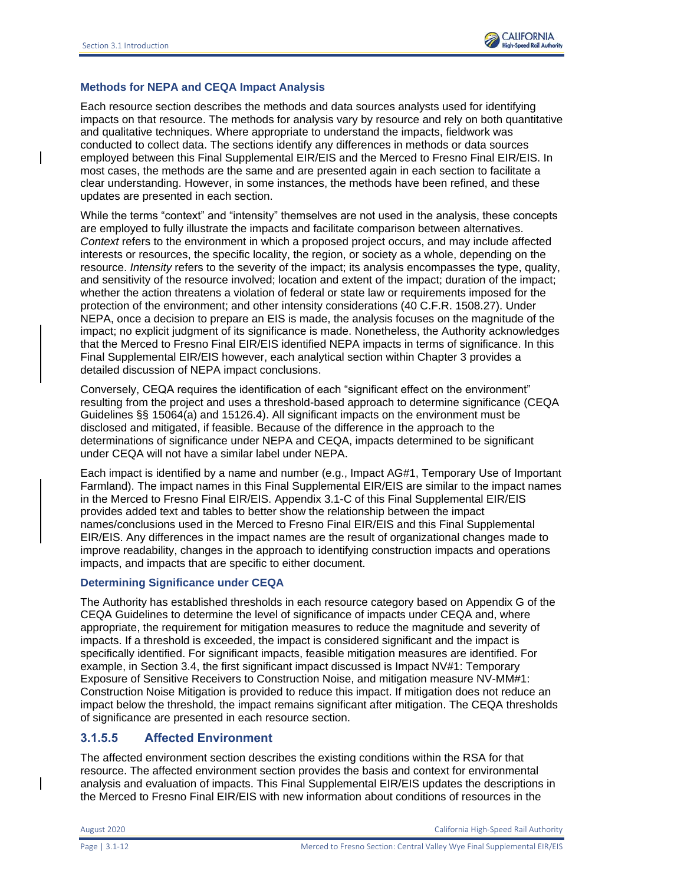#### Methods for NEPA and CEQA Impact Analysis

Each resource section describes the methods and data sources analysts used for identifying impacts on that resource. The methods for analysis vary by resource and rely on both quantitative and qualitative techniques. Where appropriate to understand the impacts, fieldwork was conducted to collect data. The sections identify any differences in methods or data sources employed between this Final Supplemental EIR/EIS and the Merced to Fresno Final EIR/EIS. In most cases, the methods are the same and are presented again in each section to facilitate a clear understanding. However, in some instances, the methods have been refined, and these updates are presented in each section.

While the terms "context" and "intensity" themselves are not used in the analysis, these concepts are employed to fully illustrate the impacts and facilitate comparison between alternatives. *Context* refers to the environment in which a proposed project occurs, and may include affected interests or resources, the specific locality, the region, or society as a whole, depending on the resource. *Intensity* refers to the severity of the impact; its analysis encompasses the type, quality, and sensitivity of the resource involved; location and extent of the impact; duration of the impact; whether the action threatens a violation of federal or state law or requirements imposed for the protection of the environment; and other intensity considerations (40 C.F.R. 1508.27). Under NEPA, once a decision to prepare an EIS is made, the analysis focuses on the magnitude of the impact; no explicit judgment of its significance is made. Nonetheless, the Authority acknowledges that the Merced to Fresno Final EIR/EIS identified NEPA impacts in terms of significance. In this Final Supplemental EIR/EIS however, each analytical section within Chapter 3 provides a detailed discussion of NEPA impact conclusions.

Conversely, CEQA requires the identification of each "significant effect on the environment" resulting from the project and uses a threshold-based approach to determine significance (CEQA Guidelines §§ 15064(a) and 15126.4). All significant impacts on the environment must be disclosed and mitigated, if feasible. Because of the difference in the approach to the determinations of significance under NEPA and CEQA, impacts determined to be significant under CEQA will not have a similar label under NEPA.

Each impact is identified by a name and number (e.g., Impact AG#1, Temporary Use of Important Farmland). The impact names in this Final Supplemental EIR/EIS are similar to the impact names in the Merced to Fresno Final EIR/EIS. Appendix 3.1-C of this Final Supplemental EIR/EIS provides added text and tables to better show the relationship between the impact names/conclusions used in the Merced to Fresno Final EIR/EIS and this Final Supplemental EIR/EIS. Any differences in the impact names are the result of organizational changes made to improve readability, changes in the approach to identifying construction impacts and operations impacts, and impacts that are specific to either document.

#### Determining Significance under CEQA

The Authority has established thresholds in each resource category based on Appendix G of the CEQA Guidelines to determine the level of significance of impacts under CEQA and, where appropriate, the requirement for mitigation measures to reduce the magnitude and severity of impacts. If a threshold is exceeded, the impact is considered significant and the impact is specifically identified. For significant impacts, feasible mitigation measures are identified. For example, in Section 3.4, the first significant impact discussed is Impact NV#1: Temporary Exposure of Sensitive Receivers to Construction Noise, and mitigation measure NV-MM#1: Construction Noise Mitigation is provided to reduce this impact. If mitigation does not reduce an impact below the threshold, the impact remains significant after mitigation. The CEQA thresholds of significance are presented in each resource section.

### 3.1.5.5 Affected Environment

The affected environment section describes the existing conditions within the RSA for that resource. The affected environment section provides the basis and context for environmental analysis and evaluation of impacts. This Final Supplemental EIR/EIS updates the descriptions in the Merced to Fresno Final EIR/EIS with new information about conditions of resources in the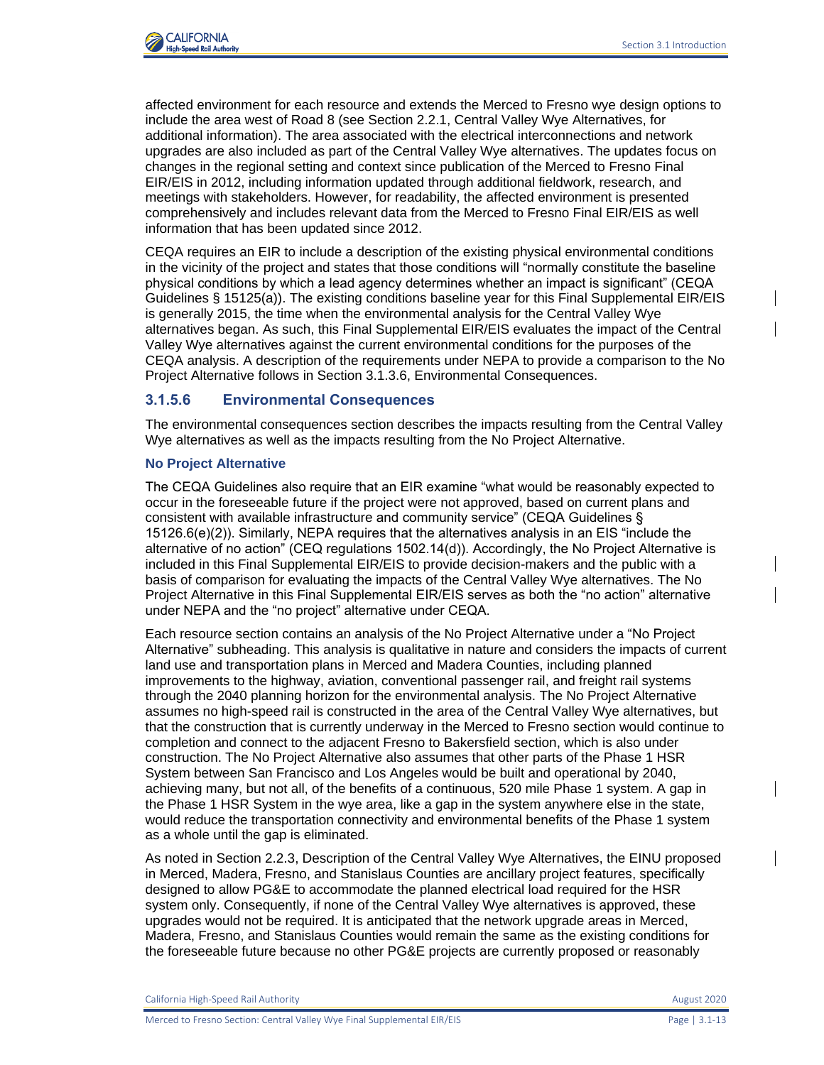affected environment for each resource and extends the Merced to Fresno wye design options to include the area west of Road 8 (see Section 2.2.1, Central Valley Wye Alternatives, for additional information). The area associated with the electrical interconnections and network upgrades are also included as part of the Central Valley Wye alternatives. The updates focus on changes in the regional setting and context since publication of the Merced to Fresno Final EIR/EIS in 2012, including information updated through additional fieldwork, research, and meetings with stakeholders. However, for readability, the affected environment is presented comprehensively and includes relevant data from the Merced to Fresno Final EIR/EIS as well information that has been updated since 2012.

CEQA requires an EIR to include a description of the existing physical environmental conditions in the vicinity of the project and states that those conditions will "normally constitute the baseline physical conditions by which a lead agency determines whether an impact is significant" (CEQA Guidelines § 15125(a)). The existing conditions baseline year for this Final Supplemental EIR/EIS is generally 2015, the time when the environmental analysis for the Central Valley Wye alternatives began. As such, this Final Supplemental EIR/EIS evaluates the impact of the Central Valley Wye alternatives against the current environmental conditions for the purposes of the CEQA analysis. A description of the requirements under NEPA to provide a comparison to the No Project Alternative follows in Section 3.1.3.6, Environmental Consequences.

### 3.1.5.6 Environmental Consequences

The environmental consequences section describes the impacts resulting from the Central Valley Wye alternatives as well as the impacts resulting from the No Project Alternative.

#### No Project Alternative

The CEQA Guidelines also require that an EIR examine "what would be reasonably expected to occur in the foreseeable future if the project were not approved, based on current plans and consistent with available infrastructure and community service" (CEQA Guidelines § 15126.6(e)(2)). Similarly, NEPA requires that the alternatives analysis in an EIS "include the alternative of no action" (CEQ regulations 1502.14(d)). Accordingly, the No Project Alternative is included in this Final Supplemental EIR/EIS to provide decision-makers and the public with a basis of comparison for evaluating the impacts of the Central Valley Wye alternatives. The No Project Alternative in this Final Supplemental EIR/EIS serves as both the "no action" alternative under NEPA and the "no project" alternative under CEQA.

Each resource section contains an analysis of the No Project Alternative under a "No Project Alternative" subheading. This analysis is qualitative in nature and considers the impacts of current land use and transportation plans in Merced and Madera Counties, including planned improvements to the highway, aviation, conventional passenger rail, and freight rail systems through the 2040 planning horizon for the environmental analysis. The No Project Alternative assumes no high-speed rail is constructed in the area of the Central Valley Wye alternatives, but that the construction that is currently underway in the Merced to Fresno section would continue to completion and connect to the adjacent Fresno to Bakersfield section, which is also under construction. The No Project Alternative also assumes that other parts of the Phase 1 HSR System between San Francisco and Los Angeles would be built and operational by 2040, achieving many, but not all, of the benefits of a continuous, 520 mile Phase 1 system. A gap in the Phase 1 HSR System in the wye area, like a gap in the system anywhere else in the state, would reduce the transportation connectivity and environmental benefits of the Phase 1 system as a whole until the gap is eliminated.

As noted in Section 2.2.3, Description of the Central Valley Wye Alternatives, the EINU proposed in Merced, Madera, Fresno, and Stanislaus Counties are ancillary project features, specifically designed to allow PG&E to accommodate the planned electrical load required for the HSR system only. Consequently, if none of the Central Valley Wye alternatives is approved, these upgrades would not be required. It is anticipated that the network upgrade areas in Merced, Madera, Fresno, and Stanislaus Counties would remain the same as the existing conditions for the foreseeable future because no other PG&E projects are currently proposed or reasonably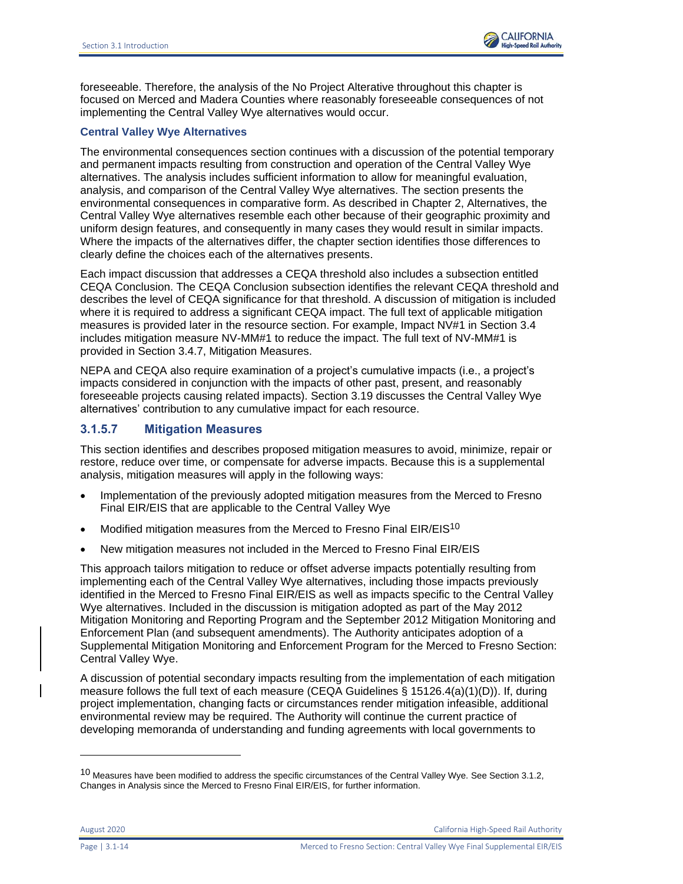foreseeable. Therefore, the analysis of the No Project Alterative throughout this chapter is focused on Merced and Madera Counties where reasonably foreseeable consequences of not implementing the Central Valley Wye alternatives would occur.

**Central Valley Wye Alternatives**

The environmental consequences section continues with a discussion of the potential temporary and permanent impacts resulting from construction and operation of the Central Valley Wye alternatives. The analysis includes sufficient information to allow for meaningful evaluation, analysis, and comparison of the Central Valley Wye alternatives. The section presents the environmental consequences in comparative form. As described in Chapter 2, Alternatives, the Central Valley Wye alternatives resemble each other because of their geographic proximity and uniform design features, and consequently in many cases they would result in similar impacts. Where the impacts of the alternatives differ, the chapter section identifies those differences to clearly define the choices each of the alternatives presents.

Each impact discussion that addresses a CEQA threshold also includes a subsection entitled CEQA Conclusion. The CEQA Conclusion subsection identifies the relevant CEQA threshold and describes the level of CEQA significance for that threshold. A discussion of mitigation is included where it is required to address a significant CEQA impact. The full text of applicable mitigation measures is provided later in the resource section. For example, Impact NV#1 in Section 3.4 includes mitigation measure NV-MM#1 to reduce the impact. The full text of NV-MM#1 is provided in Section 3.4.7, Mitigation Measures.

NEPA and CEQA also require examination of a project's cumulative impacts (i.e., a project's impacts considered in conjunction with the impacts of other past, present, and reasonably foreseeable projects causing related impacts). Section 3.19 discusses the Central Valley Wye alternatives' contribution to any cumulative impact for each resource.

### 3.1.5.7 Mitigation Measures

This section identifies and describes proposed mitigation measures to avoid, minimize, repair or restore, reduce over time, or compensate for adverse impacts. Because this is a supplemental analysis, mitigation measures will apply in the following ways:

- Implementation of the previously adopted mitigation measures from the Merced to Fresno Final EIR/EIS that are applicable to the Central Valley Wye
- Modified mitigation measures from the Merced to Fresno Final EIR/EIS[10]
- New mitigation measures not included in the Merced to Fresno Final EIR/EIS

This approach tailors mitigation to reduce or offset adverse impacts potentially resulting from implementing each of the Central Valley Wye alternatives, including those impacts previously identified in the Merced to Fresno Final EIR/EIS as well as impacts specific to the Central Valley Wye alternatives. Included in the discussion is mitigation adopted as part of the May 2012 Mitigation Monitoring and Reporting Program and the September 2012 Mitigation Monitoring and Enforcement Plan (and subsequent amendments). The Authority anticipates adoption of a Supplemental Mitigation Monitoring and Enforcement Program for the Merced to Fresno Section: Central Valley Wye.

A discussion of potential secondary impacts resulting from the implementation of each mitigation measure follows the full text of each measure (CEQA Guidelines § 15126.4(a)(1)(D)). If, during project implementation, changing facts or circumstances render mitigation infeasible, additional environmental review may be required. The Authority will continue the current practice of developing memoranda of understanding and funding agreements with local governments to

---

[10] Measures have been modified to address the specific circumstances of the Central Valley Wye. See Section 3.1.2, Changes in Analysis since the Merced to Fresno Final EIR/EIS, for further information.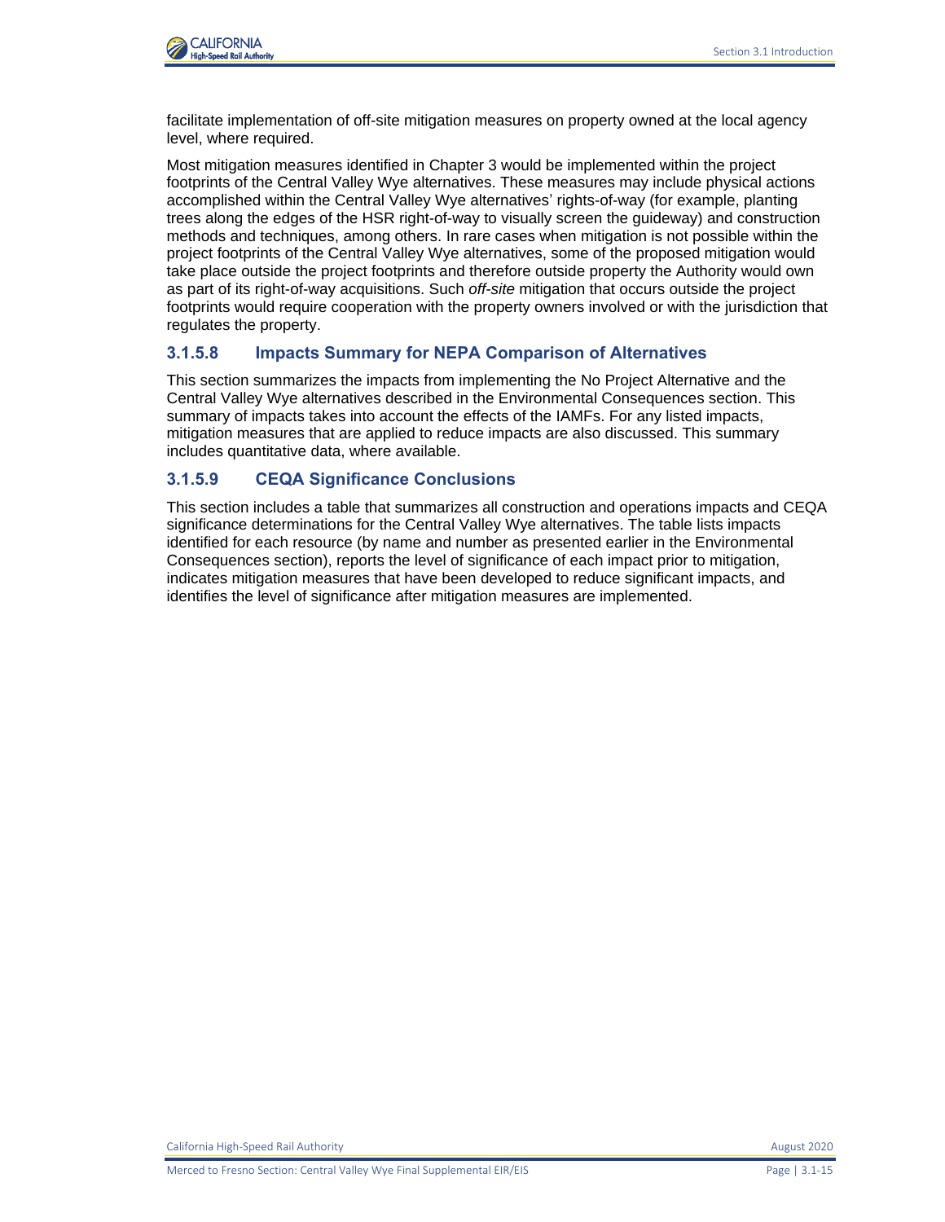facilitate implementation of off-site mitigation measures on property owned at the local agency level, where required.

Most mitigation measures identified in Chapter 3 would be implemented within the project footprints of the Central Valley Wye alternatives. These measures may include physical actions accomplished within the Central Valley Wye alternatives' rights-of-way (for example, planting trees along the edges of the HSR right-of-way to visually screen the guideway) and construction methods and techniques, among others. In rare cases when mitigation is not possible within the project footprints of the Central Valley Wye alternatives, some of the proposed mitigation would take place outside the project footprints and therefore outside property the Authority would own as part of its right-of-way acquisitions. Such *off-site* mitigation that occurs outside the project footprints would require cooperation with the property owners involved or with the jurisdiction that regulates the property.

### 3.1.5.8 Impacts Summary for NEPA Comparison of Alternatives

This section summarizes the impacts from implementing the No Project Alternative and the Central Valley Wye alternatives described in the Environmental Consequences section. This summary of impacts takes into account the effects of the IAMFs. For any listed impacts, mitigation measures that are applied to reduce impacts are also discussed. This summary includes quantitative data, where available.

### 3.1.5.9 CEQA Significance Conclusions

This section includes a table that summarizes all construction and operations impacts and CEQA significance determinations for the Central Valley Wye alternatives. The table lists impacts identified for each resource (by name and number as presented earlier in the Environmental Consequences section), reports the level of significance of each impact prior to mitigation, indicates mitigation measures that have been developed to reduce significant impacts, and identifies the level of significance after mitigation measures are implemented.